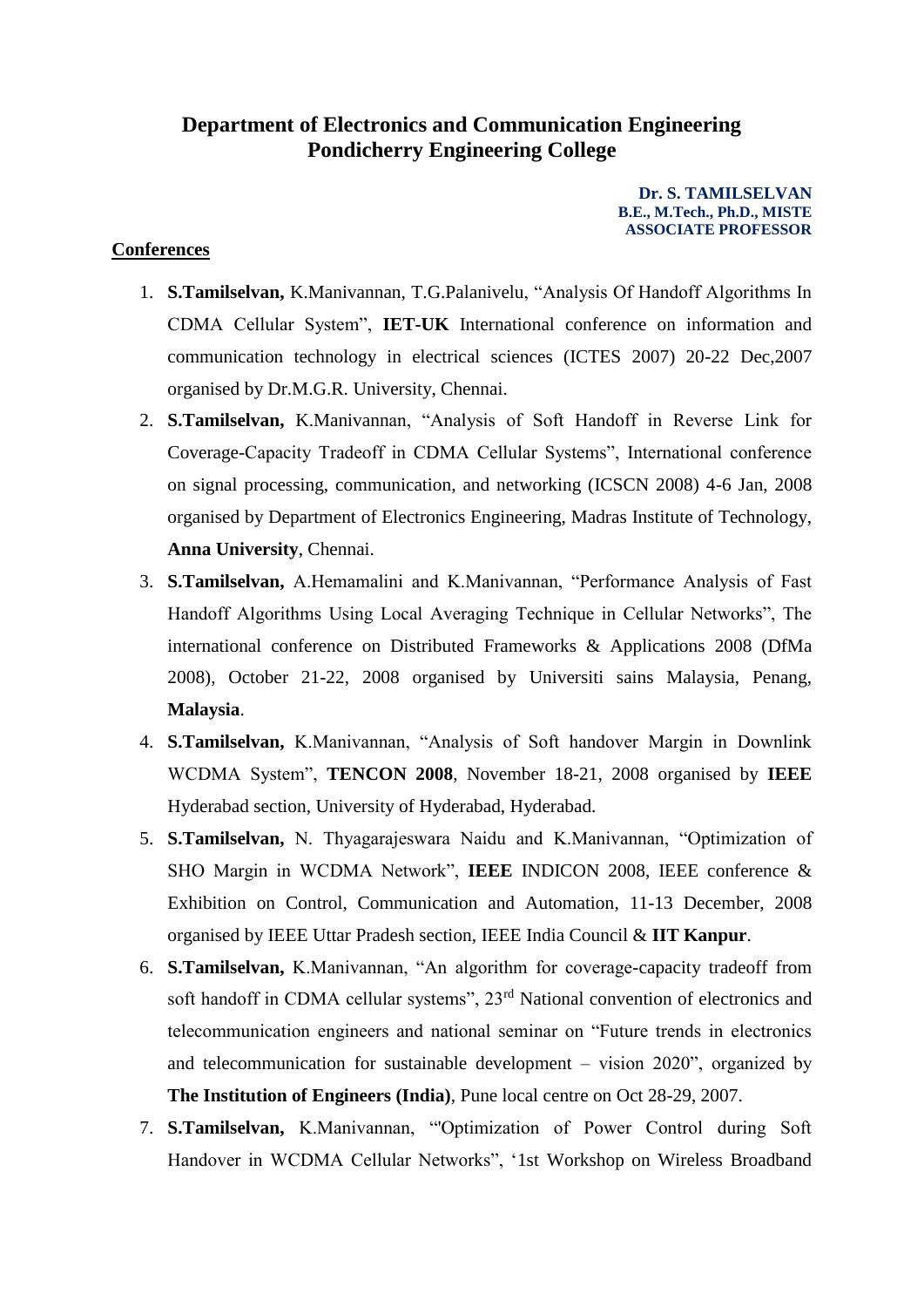# Department of Electronics and Communication Engineering
# Pondicherry Engineering College

**Dr. S. TAMILSELVAN**
**B.E., M.Tech., Ph.D., MISTE**
**ASSOCIATE PROFESSOR**

## Conferences

1. **S.Tamilselvan,** K.Manivannan, T.G.Palanivelu, "Analysis Of Handoff Algorithms In CDMA Cellular System", **IET-UK** International conference on information and communication technology in electrical sciences (ICTES 2007) 20-22 Dec,2007 organised by Dr.M.G.R. University, Chennai.
2. **S.Tamilselvan,** K.Manivannan, "Analysis of Soft Handoff in Reverse Link for Coverage-Capacity Tradeoff in CDMA Cellular Systems", International conference on signal processing, communication, and networking (ICSCN 2008) 4-6 Jan, 2008 organised by Department of Electronics Engineering, Madras Institute of Technology, **Anna University**, Chennai.
3. **S.Tamilselvan,** A.Hemamalini and K.Manivannan, "Performance Analysis of Fast Handoff Algorithms Using Local Averaging Technique in Cellular Networks", The international conference on Distributed Frameworks & Applications 2008 (DfMa 2008), October 21-22, 2008 organised by Universiti sains Malaysia, Penang, **Malaysia**.
4. **S.Tamilselvan,** K.Manivannan, "Analysis of Soft handover Margin in Downlink WCDMA System", **TENCON 2008**, November 18-21, 2008 organised by **IEEE** Hyderabad section, University of Hyderabad, Hyderabad.
5. **S.Tamilselvan,** N. Thyagarajeswara Naidu and K.Manivannan, "Optimization of SHO Margin in WCDMA Network", **IEEE** INDICON 2008, IEEE conference & Exhibition on Control, Communication and Automation, 11-13 December, 2008 organised by IEEE Uttar Pradesh section, IEEE India Council & **IIT Kanpur**.
6. **S.Tamilselvan,** K.Manivannan, "An algorithm for coverage-capacity tradeoff from soft handoff in CDMA cellular systems", 23rd National convention of electronics and telecommunication engineers and national seminar on "Future trends in electronics and telecommunication for sustainable development – vision 2020", organized by **The Institution of Engineers (India)**, Pune local centre on Oct 28-29, 2007.
7. **S.Tamilselvan,** K.Manivannan, "'Optimization of Power Control during Soft Handover in WCDMA Cellular Networks", '1st Workshop on Wireless Broadband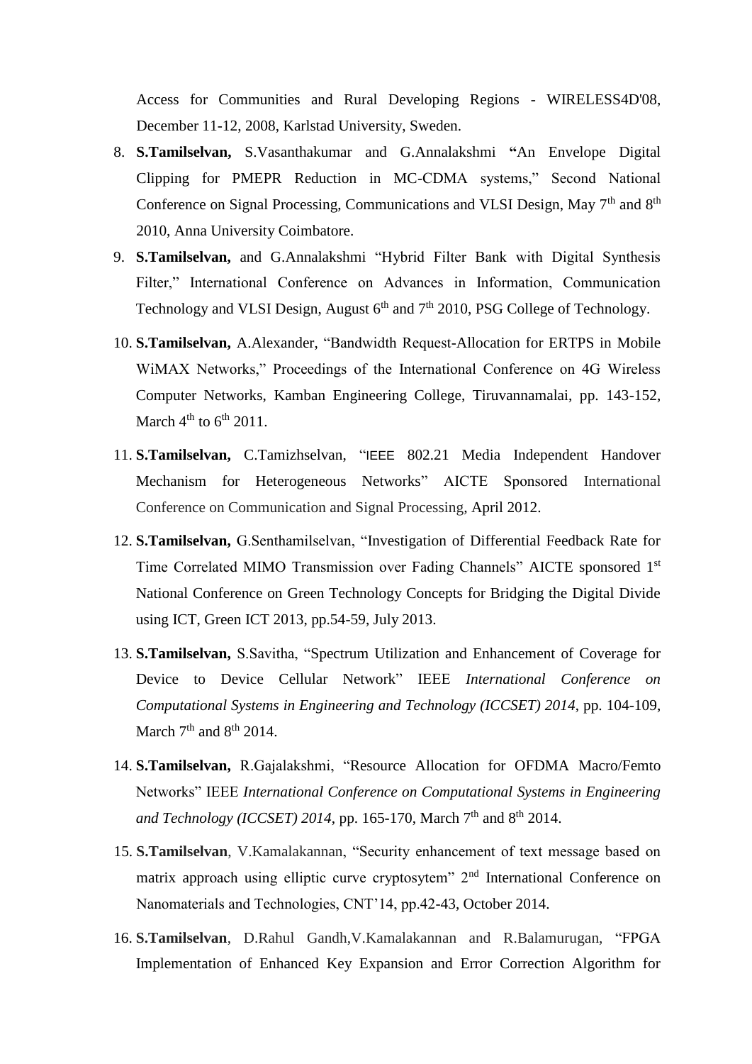Access for Communities and Rural Developing Regions - WIRELESS4D'08, December 11-12, 2008, Karlstad University, Sweden.

8. **S.Tamilselvan,** S.Vasanthakumar and G.Annalakshmi **"**An Envelope Digital Clipping for PMEPR Reduction in MC-CDMA systems," Second National Conference on Signal Processing, Communications and VLSI Design, May 7th and 8th 2010, Anna University Coimbatore.
9. **S.Tamilselvan,** and G.Annalakshmi "Hybrid Filter Bank with Digital Synthesis Filter," International Conference on Advances in Information, Communication Technology and VLSI Design, August 6th and 7th 2010, PSG College of Technology.
10. **S.Tamilselvan,** A.Alexander, "Bandwidth Request-Allocation for ERTPS in Mobile WiMAX Networks," Proceedings of the International Conference on 4G Wireless Computer Networks, Kamban Engineering College, Tiruvannamalai, pp. 143-152, March 4th to 6th 2011.
11. **S.Tamilselvan,** C.Tamizhselvan, "IEEE 802.21 Media Independent Handover Mechanism for Heterogeneous Networks" AICTE Sponsored International Conference on Communication and Signal Processing, April 2012.
12. **S.Tamilselvan,** G.Senthamilselvan, "Investigation of Differential Feedback Rate for Time Correlated MIMO Transmission over Fading Channels" AICTE sponsored 1st National Conference on Green Technology Concepts for Bridging the Digital Divide using ICT, Green ICT 2013, pp.54-59, July 2013.
13. **S.Tamilselvan,** S.Savitha, "Spectrum Utilization and Enhancement of Coverage for Device to Device Cellular Network" IEEE *International Conference on Computational Systems in Engineering and Technology (ICCSET) 2014*, pp. 104-109, March 7th and 8th 2014.
14. **S.Tamilselvan,** R.Gajalakshmi, "Resource Allocation for OFDMA Macro/Femto Networks" IEEE *International Conference on Computational Systems in Engineering and Technology (ICCSET) 2014*, pp. 165-170, March 7th and 8th 2014.
15. **S.Tamilselvan**, V.Kamalakannan, "Security enhancement of text message based on matrix approach using elliptic curve cryptosytem" 2nd International Conference on Nanomaterials and Technologies, CNT'14, pp.42-43, October 2014.
16. **S.Tamilselvan**, D.Rahul Gandh,V.Kamalakannan and R.Balamurugan, "FPGA Implementation of Enhanced Key Expansion and Error Correction Algorithm for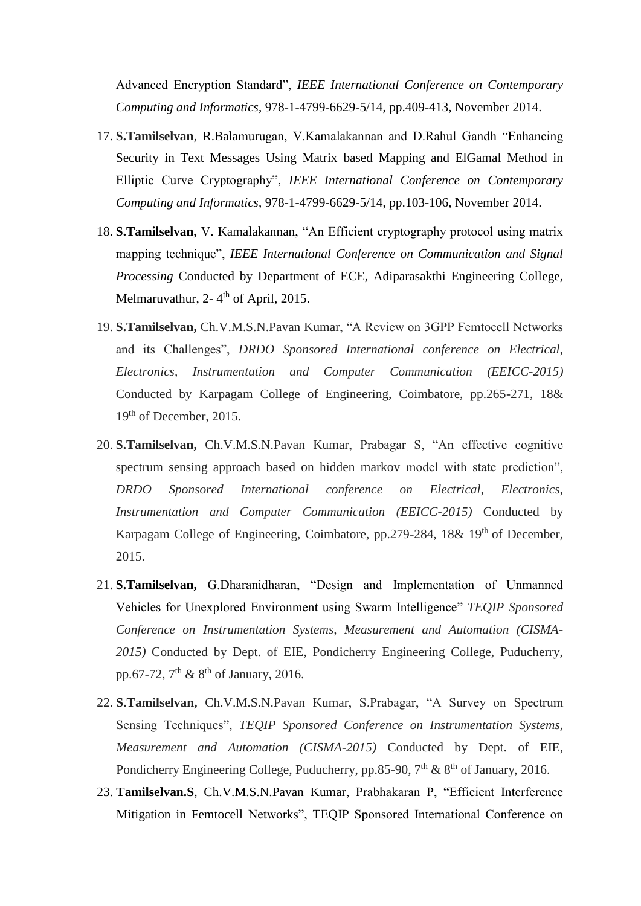Advanced Encryption Standard", *IEEE International Conference on Contemporary Computing and Informatics*, 978-1-4799-6629-5/14, pp.409-413, November 2014.

17. **S.Tamilselvan**, R.Balamurugan, V.Kamalakannan and D.Rahul Gandh "Enhancing Security in Text Messages Using Matrix based Mapping and ElGamal Method in Elliptic Curve Cryptography", *IEEE International Conference on Contemporary Computing and Informatics*, 978-1-4799-6629-5/14, pp.103-106, November 2014.
18. **S.Tamilselvan,** V. Kamalakannan, "An Efficient cryptography protocol using matrix mapping technique", *IEEE International Conference on Communication and Signal Processing* Conducted by Department of ECE, Adiparasakthi Engineering College, Melmaruvathur, 2- 4th of April, 2015.
19. **S.Tamilselvan,** Ch.V.M.S.N.Pavan Kumar, "A Review on 3GPP Femtocell Networks and its Challenges", *DRDO Sponsored International conference on Electrical, Electronics, Instrumentation and Computer Communication (EEICC-2015)* Conducted by Karpagam College of Engineering, Coimbatore, pp.265-271, 18& 19th of December, 2015.
20. **S.Tamilselvan,** Ch.V.M.S.N.Pavan Kumar, Prabagar S, "An effective cognitive spectrum sensing approach based on hidden markov model with state prediction", *DRDO Sponsored International conference on Electrical, Electronics, Instrumentation and Computer Communication (EEICC-2015)* Conducted by Karpagam College of Engineering, Coimbatore, pp.279-284, 18& 19th of December, 2015.
21. **S.Tamilselvan,** G.Dharanidharan, "Design and Implementation of Unmanned Vehicles for Unexplored Environment using Swarm Intelligence" *TEQIP Sponsored Conference on Instrumentation Systems, Measurement and Automation (CISMA-2015)* Conducted by Dept. of EIE, Pondicherry Engineering College, Puducherry, pp.67-72, 7th & 8th of January, 2016.
22. **S.Tamilselvan,** Ch.V.M.S.N.Pavan Kumar, S.Prabagar, "A Survey on Spectrum Sensing Techniques", *TEQIP Sponsored Conference on Instrumentation Systems, Measurement and Automation (CISMA-2015)* Conducted by Dept. of EIE, Pondicherry Engineering College, Puducherry, pp.85-90, 7th & 8th of January, 2016.
23. **Tamilselvan.S**, Ch.V.M.S.N.Pavan Kumar, Prabhakaran P, "Efficient Interference Mitigation in Femtocell Networks", TEQIP Sponsored International Conference on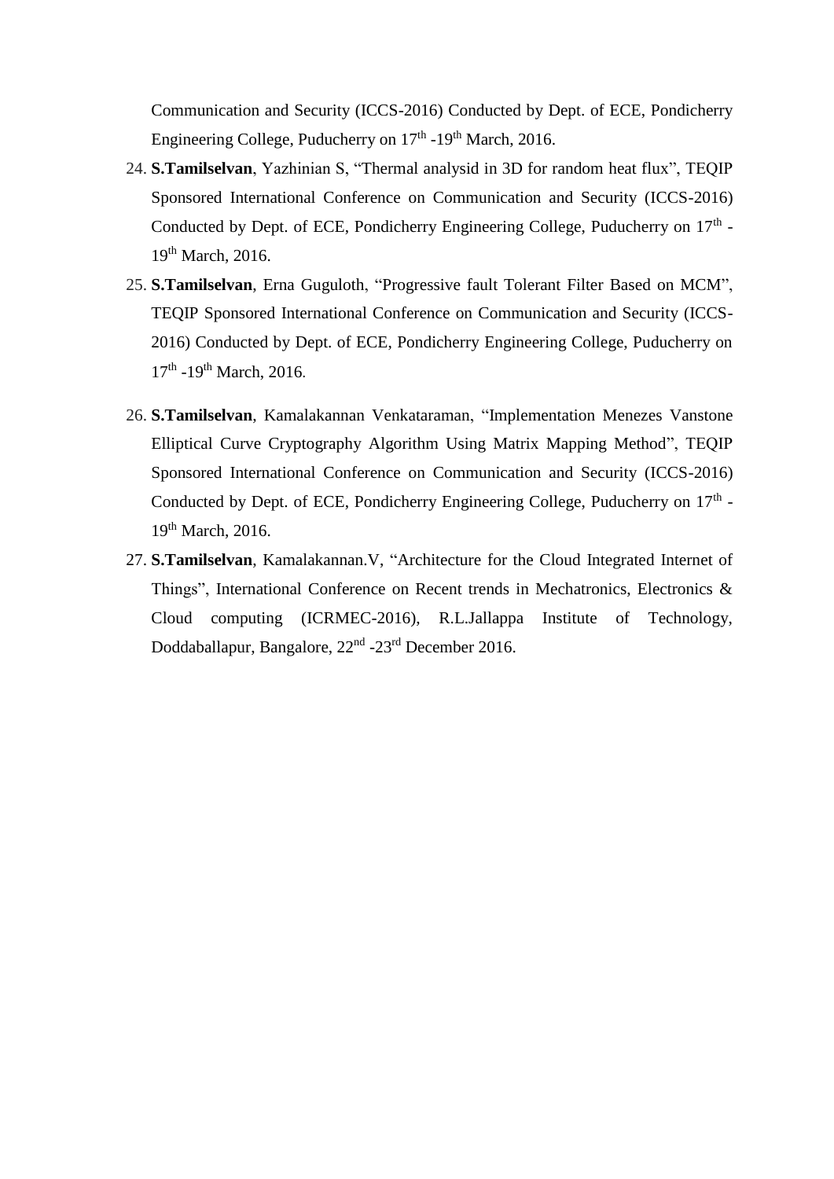Communication and Security (ICCS-2016) Conducted by Dept. of ECE, Pondicherry Engineering College, Puducherry on 17th -19th March, 2016.

24. **S.Tamilselvan**, Yazhinian S, "Thermal analysid in 3D for random heat flux", TEQIP Sponsored International Conference on Communication and Security (ICCS-2016) Conducted by Dept. of ECE, Pondicherry Engineering College, Puducherry on 17th -19th March, 2016.
25. **S.Tamilselvan**, Erna Guguloth, "Progressive fault Tolerant Filter Based on MCM", TEQIP Sponsored International Conference on Communication and Security (ICCS-2016) Conducted by Dept. of ECE, Pondicherry Engineering College, Puducherry on 17th -19th March, 2016.
26. **S.Tamilselvan**, Kamalakannan Venkataraman, "Implementation Menezes Vanstone Elliptical Curve Cryptography Algorithm Using Matrix Mapping Method", TEQIP Sponsored International Conference on Communication and Security (ICCS-2016) Conducted by Dept. of ECE, Pondicherry Engineering College, Puducherry on 17th -19th March, 2016.
27. **S.Tamilselvan**, Kamalakannan.V, "Architecture for the Cloud Integrated Internet of Things", International Conference on Recent trends in Mechatronics, Electronics & Cloud computing (ICRMEC-2016), R.L.Jallappa Institute of Technology, Doddaballapur, Bangalore, 22nd -23rd December 2016.